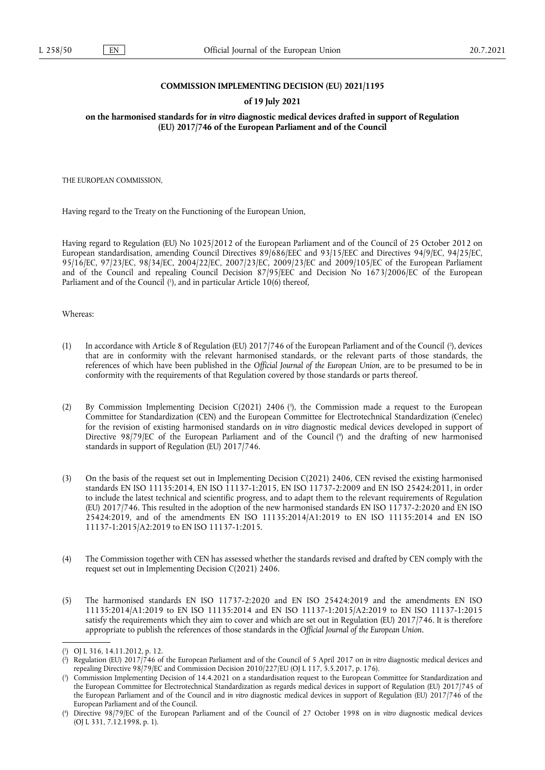**COMMISSION IMPLEMENTING DECISION (EU) 2021/1195**

**of 19 July 2021**

**on the harmonised standards for *in vitro* diagnostic medical devices drafted in support of Regulation (EU) 2017/746 of the European Parliament and of the Council**

THE EUROPEAN COMMISSION,

Having regard to the Treaty on the Functioning of the European Union,

Having regard to Regulation (EU) No 1025/2012 of the European Parliament and of the Council of 25 October 2012 on European standardisation, amending Council Directives 89/686/EEC and 93/15/EEC and Directives 94/9/EC, 94/25/EC, 95/16/EC, 97/23/EC, 98/34/EC, 2004/22/EC, 2007/23/EC, 2009/23/EC and 2009/105/EC of the European Parliament and of the Council and repealing Council Decision 87/95/EEC and Decision No 1673/2006/EC of the European Parliament and of the Council (1), and in particular Article 10(6) thereof,

Whereas:

(1) In accordance with Article 8 of Regulation (EU) 2017/746 of the European Parliament and of the Council (2), devices that are in conformity with the relevant harmonised standards, or the relevant parts of those standards, the references of which have been published in the *Official Journal of the European Union*, are to be presumed to be in conformity with the requirements of that Regulation covered by those standards or parts thereof.

(2) By Commission Implementing Decision C(2021) 2406 (3), the Commission made a request to the European Committee for Standardization (CEN) and the European Committee for Electrotechnical Standardization (Cenelec) for the revision of existing harmonised standards on *in vitro* diagnostic medical devices developed in support of Directive 98/79/EC of the European Parliament and of the Council (4) and the drafting of new harmonised standards in support of Regulation (EU) 2017/746.

(3) On the basis of the request set out in Implementing Decision C(2021) 2406, CEN revised the existing harmonised standards EN ISO 11135:2014, EN ISO 11137-1:2015, EN ISO 11737-2:2009 and EN ISO 25424:2011, in order to include the latest technical and scientific progress, and to adapt them to the relevant requirements of Regulation (EU) 2017/746. This resulted in the adoption of the new harmonised standards EN ISO 11737-2:2020 and EN ISO 25424:2019, and of the amendments EN ISO 11135:2014/A1:2019 to EN ISO 11135:2014 and EN ISO 11137-1:2015/A2:2019 to EN ISO 11137-1:2015.

(4) The Commission together with CEN has assessed whether the standards revised and drafted by CEN comply with the request set out in Implementing Decision C(2021) 2406.

(5) The harmonised standards EN ISO 11737-2:2020 and EN ISO 25424:2019 and the amendments EN ISO 11135:2014/A1:2019 to EN ISO 11135:2014 and EN ISO 11137-1:2015/A2:2019 to EN ISO 11137-1:2015 satisfy the requirements which they aim to cover and which are set out in Regulation (EU) 2017/746. It is therefore appropriate to publish the references of those standards in the *Official Journal of the European Union*.

---

(1) OJ L 316, 14.11.2012, p. 12.

(2) Regulation (EU) 2017/746 of the European Parliament and of the Council of 5 April 2017 on *in vitro* diagnostic medical devices and repealing Directive 98/79/EC and Commission Decision 2010/227/EU (OJ L 117, 5.5.2017, p. 176).

(3) Commission Implementing Decision of 14.4.2021 on a standardisation request to the European Committee for Standardization and the European Committee for Electrotechnical Standardization as regards medical devices in support of Regulation (EU) 2017/745 of the European Parliament and of the Council and *in vitro* diagnostic medical devices in support of Regulation (EU) 2017/746 of the European Parliament and of the Council.

(4) Directive 98/79/EC of the European Parliament and of the Council of 27 October 1998 on *in vitro* diagnostic medical devices (OJ L 331, 7.12.1998, p. 1).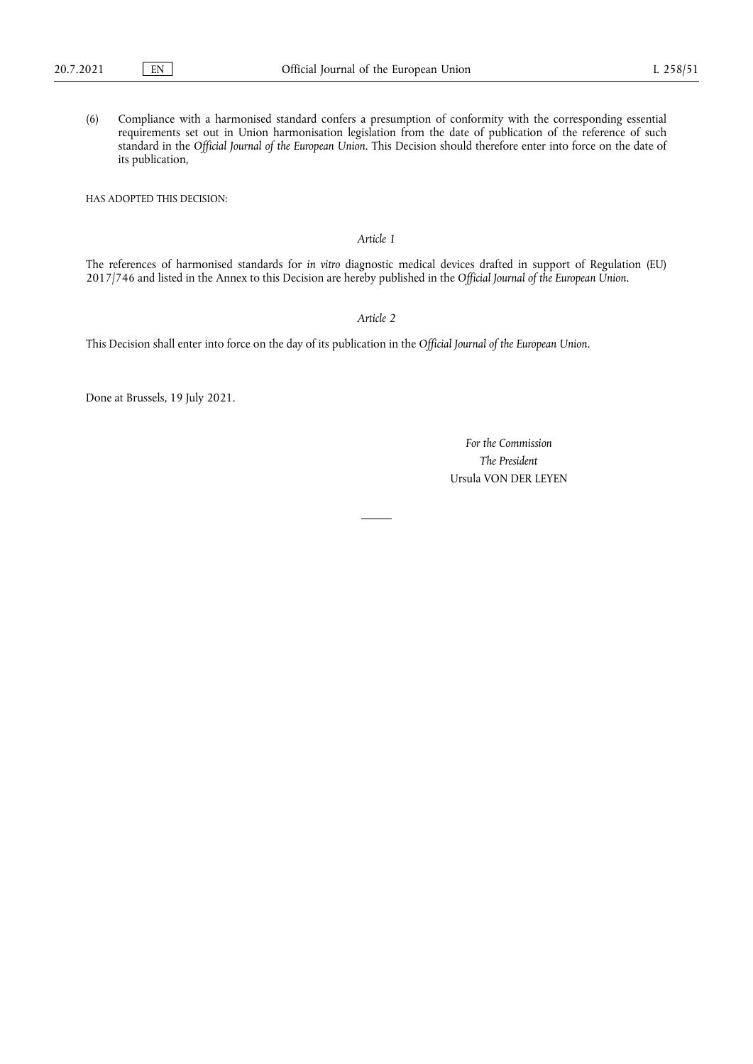(6) Compliance with a harmonised standard confers a presumption of conformity with the corresponding essential requirements set out in Union harmonisation legislation from the date of publication of the reference of such standard in the *Official Journal of the European Union*. This Decision should therefore enter into force on the date of its publication,

HAS ADOPTED THIS DECISION:

*Article 1*

The references of harmonised standards for *in vitro* diagnostic medical devices drafted in support of Regulation (EU) 2017/746 and listed in the Annex to this Decision are hereby published in the *Official Journal of the European Union*.

*Article 2*

This Decision shall enter into force on the day of its publication in the *Official Journal of the European Union*.

Done at Brussels, 19 July 2021.

*For the Commission*

*The President*

Ursula VON DER LEYEN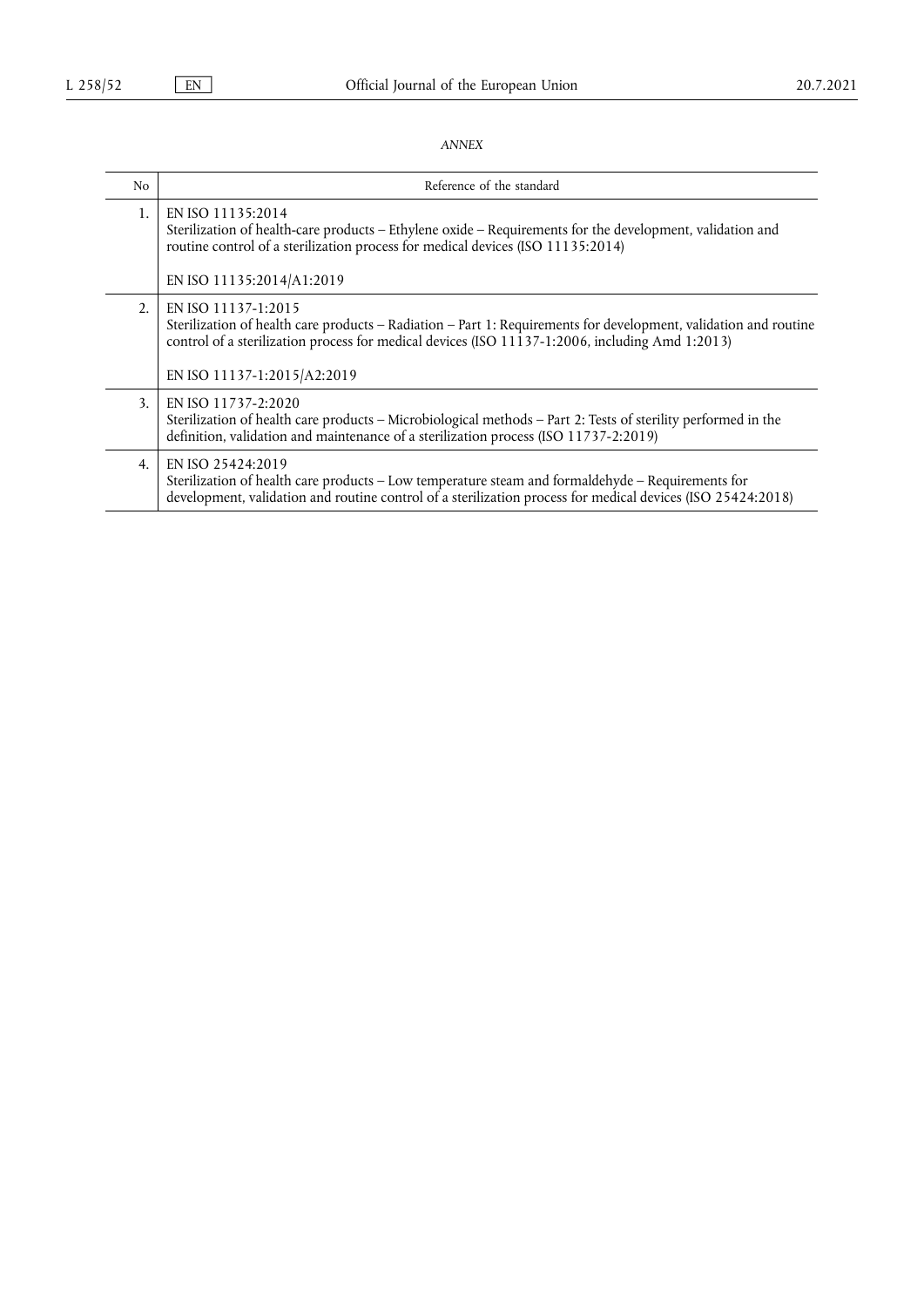*ANNEX*

| No | Reference of the standard |
|---|---|
| 1. | EN ISO 11135:2014<br>Sterilization of health-care products – Ethylene oxide – Requirements for the development, validation and routine control of a sterilization process for medical devices (ISO 11135:2014)<br><br>EN ISO 11135:2014/A1:2019 |
| 2. | EN ISO 11137-1:2015<br>Sterilization of health care products – Radiation – Part 1: Requirements for development, validation and routine control of a sterilization process for medical devices (ISO 11137-1:2006, including Amd 1:2013)<br><br>EN ISO 11137-1:2015/A2:2019 |
| 3. | EN ISO 11737-2:2020<br>Sterilization of health care products – Microbiological methods – Part 2: Tests of sterility performed in the definition, validation and maintenance of a sterilization process (ISO 11737-2:2019) |
| 4. | EN ISO 25424:2019<br>Sterilization of health care products – Low temperature steam and formaldehyde – Requirements for development, validation and routine control of a sterilization process for medical devices (ISO 25424:2018) |